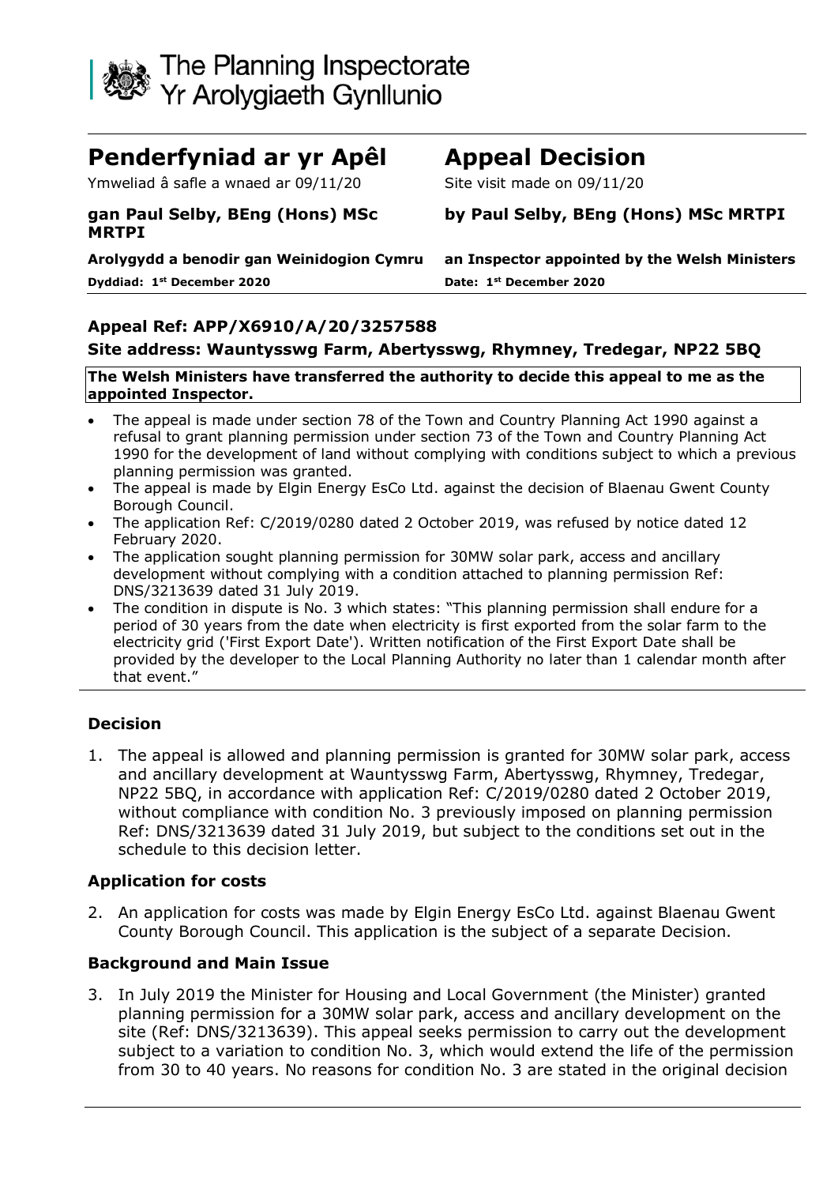The Planning Inspectorate
Yr Arolygiaeth Gynllunio

# Penderfyniad ar yr Apêl

Ymweliad â safle a wnaed ar 09/11/20

**gan Paul Selby, BEng (Hons) MSc MRTPI**

**Arolygydd a benodir gan Weinidogion Cymru**

**Dyddiad: 1st December 2020**

# Appeal Decision

Site visit made on 09/11/20

**by Paul Selby, BEng (Hons) MSc MRTPI**

**an Inspector appointed by the Welsh Ministers**

**Date: 1st December 2020**

**Appeal Ref: APP/X6910/A/20/3257588**

**Site address: Wauntysswg Farm, Abertysswg, Rhymney, Tredegar, NP22 5BQ**

**The Welsh Ministers have transferred the authority to decide this appeal to me as the appointed Inspector.**

- The appeal is made under section 78 of the Town and Country Planning Act 1990 against a refusal to grant planning permission under section 73 of the Town and Country Planning Act 1990 for the development of land without complying with conditions subject to which a previous planning permission was granted.
- The appeal is made by Elgin Energy EsCo Ltd. against the decision of Blaenau Gwent County Borough Council.
- The application Ref: C/2019/0280 dated 2 October 2019, was refused by notice dated 12 February 2020.
- The application sought planning permission for 30MW solar park, access and ancillary development without complying with a condition attached to planning permission Ref: DNS/3213639 dated 31 July 2019.
- The condition in dispute is No. 3 which states: "This planning permission shall endure for a period of 30 years from the date when electricity is first exported from the solar farm to the electricity grid ('First Export Date'). Written notification of the First Export Date shall be provided by the developer to the Local Planning Authority no later than 1 calendar month after that event."

## Decision

1. The appeal is allowed and planning permission is granted for 30MW solar park, access and ancillary development at Wauntysswg Farm, Abertysswg, Rhymney, Tredegar, NP22 5BQ, in accordance with application Ref: C/2019/0280 dated 2 October 2019, without compliance with condition No. 3 previously imposed on planning permission Ref: DNS/3213639 dated 31 July 2019, but subject to the conditions set out in the schedule to this decision letter.

## Application for costs

2. An application for costs was made by Elgin Energy EsCo Ltd. against Blaenau Gwent County Borough Council. This application is the subject of a separate Decision.

## Background and Main Issue

3. In July 2019 the Minister for Housing and Local Government (the Minister) granted planning permission for a 30MW solar park, access and ancillary development on the site (Ref: DNS/3213639). This appeal seeks permission to carry out the development subject to a variation to condition No. 3, which would extend the life of the permission from 30 to 40 years. No reasons for condition No. 3 are stated in the original decision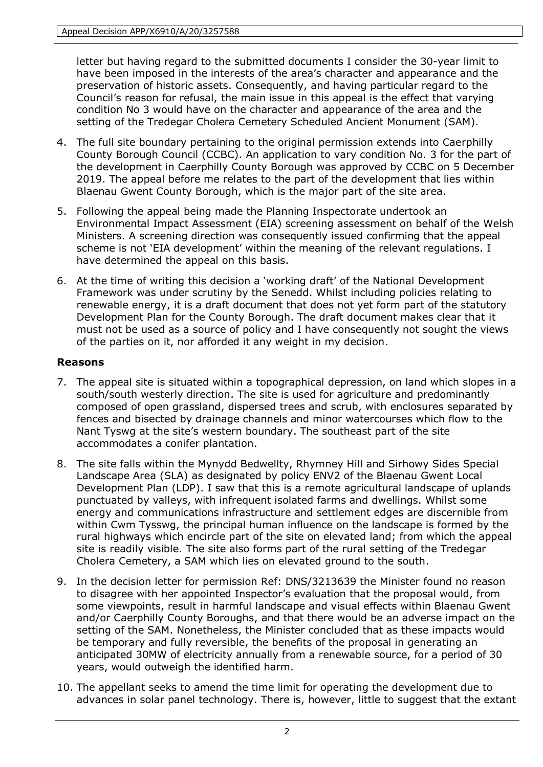letter but having regard to the submitted documents I consider the 30-year limit to have been imposed in the interests of the area's character and appearance and the preservation of historic assets. Consequently, and having particular regard to the Council's reason for refusal, the main issue in this appeal is the effect that varying condition No 3 would have on the character and appearance of the area and the setting of the Tredegar Cholera Cemetery Scheduled Ancient Monument (SAM).

4. The full site boundary pertaining to the original permission extends into Caerphilly County Borough Council (CCBC). An application to vary condition No. 3 for the part of the development in Caerphilly County Borough was approved by CCBC on 5 December 2019. The appeal before me relates to the part of the development that lies within Blaenau Gwent County Borough, which is the major part of the site area.

5. Following the appeal being made the Planning Inspectorate undertook an Environmental Impact Assessment (EIA) screening assessment on behalf of the Welsh Ministers. A screening direction was consequently issued confirming that the appeal scheme is not 'EIA development' within the meaning of the relevant regulations. I have determined the appeal on this basis.

6. At the time of writing this decision a 'working draft' of the National Development Framework was under scrutiny by the Senedd. Whilst including policies relating to renewable energy, it is a draft document that does not yet form part of the statutory Development Plan for the County Borough. The draft document makes clear that it must not be used as a source of policy and I have consequently not sought the views of the parties on it, nor afforded it any weight in my decision.

## Reasons

7. The appeal site is situated within a topographical depression, on land which slopes in a south/south westerly direction. The site is used for agriculture and predominantly composed of open grassland, dispersed trees and scrub, with enclosures separated by fences and bisected by drainage channels and minor watercourses which flow to the Nant Tyswg at the site's western boundary. The southeast part of the site accommodates a conifer plantation.

8. The site falls within the Mynydd Bedwellty, Rhymney Hill and Sirhowy Sides Special Landscape Area (SLA) as designated by policy ENV2 of the Blaenau Gwent Local Development Plan (LDP). I saw that this is a remote agricultural landscape of uplands punctuated by valleys, with infrequent isolated farms and dwellings. Whilst some energy and communications infrastructure and settlement edges are discernible from within Cwm Tysswg, the principal human influence on the landscape is formed by the rural highways which encircle part of the site on elevated land; from which the appeal site is readily visible. The site also forms part of the rural setting of the Tredegar Cholera Cemetery, a SAM which lies on elevated ground to the south.

9. In the decision letter for permission Ref: DNS/3213639 the Minister found no reason to disagree with her appointed Inspector's evaluation that the proposal would, from some viewpoints, result in harmful landscape and visual effects within Blaenau Gwent and/or Caerphilly County Boroughs, and that there would be an adverse impact on the setting of the SAM. Nonetheless, the Minister concluded that as these impacts would be temporary and fully reversible, the benefits of the proposal in generating an anticipated 30MW of electricity annually from a renewable source, for a period of 30 years, would outweigh the identified harm.

10. The appellant seeks to amend the time limit for operating the development due to advances in solar panel technology. There is, however, little to suggest that the extant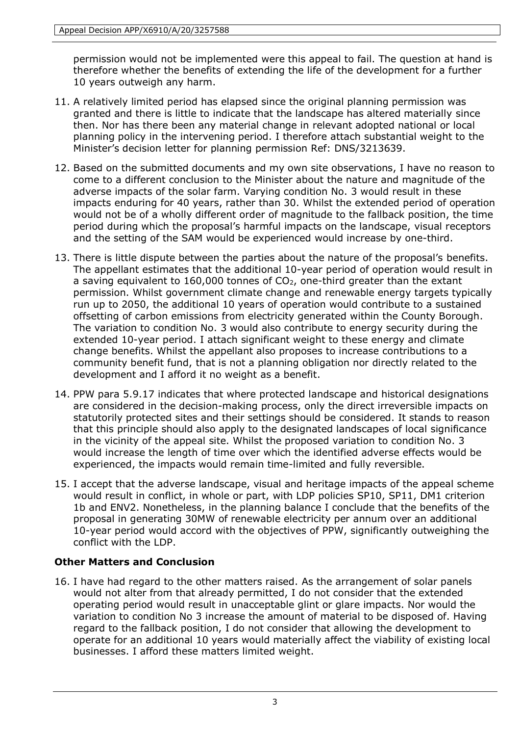permission would not be implemented were this appeal to fail. The question at hand is therefore whether the benefits of extending the life of the development for a further 10 years outweigh any harm.

11. A relatively limited period has elapsed since the original planning permission was granted and there is little to indicate that the landscape has altered materially since then. Nor has there been any material change in relevant adopted national or local planning policy in the intervening period. I therefore attach substantial weight to the Minister's decision letter for planning permission Ref: DNS/3213639.

12. Based on the submitted documents and my own site observations, I have no reason to come to a different conclusion to the Minister about the nature and magnitude of the adverse impacts of the solar farm. Varying condition No. 3 would result in these impacts enduring for 40 years, rather than 30. Whilst the extended period of operation would not be of a wholly different order of magnitude to the fallback position, the time period during which the proposal's harmful impacts on the landscape, visual receptors and the setting of the SAM would be experienced would increase by one-third.

13. There is little dispute between the parties about the nature of the proposal's benefits. The appellant estimates that the additional 10-year period of operation would result in a saving equivalent to 160,000 tonnes of $CO_2$, one-third greater than the extant permission. Whilst government climate change and renewable energy targets typically run up to 2050, the additional 10 years of operation would contribute to a sustained offsetting of carbon emissions from electricity generated within the County Borough. The variation to condition No. 3 would also contribute to energy security during the extended 10-year period. I attach significant weight to these energy and climate change benefits. Whilst the appellant also proposes to increase contributions to a community benefit fund, that is not a planning obligation nor directly related to the development and I afford it no weight as a benefit.

14. PPW para 5.9.17 indicates that where protected landscape and historical designations are considered in the decision-making process, only the direct irreversible impacts on statutorily protected sites and their settings should be considered. It stands to reason that this principle should also apply to the designated landscapes of local significance in the vicinity of the appeal site. Whilst the proposed variation to condition No. 3 would increase the length of time over which the identified adverse effects would be experienced, the impacts would remain time-limited and fully reversible.

15. I accept that the adverse landscape, visual and heritage impacts of the appeal scheme would result in conflict, in whole or part, with LDP policies SP10, SP11, DM1 criterion 1b and ENV2. Nonetheless, in the planning balance I conclude that the benefits of the proposal in generating 30MW of renewable electricity per annum over an additional 10-year period would accord with the objectives of PPW, significantly outweighing the conflict with the LDP.

### Other Matters and Conclusion

16. I have had regard to the other matters raised. As the arrangement of solar panels would not alter from that already permitted, I do not consider that the extended operating period would result in unacceptable glint or glare impacts. Nor would the variation to condition No 3 increase the amount of material to be disposed of. Having regard to the fallback position, I do not consider that allowing the development to operate for an additional 10 years would materially affect the viability of existing local businesses. I afford these matters limited weight.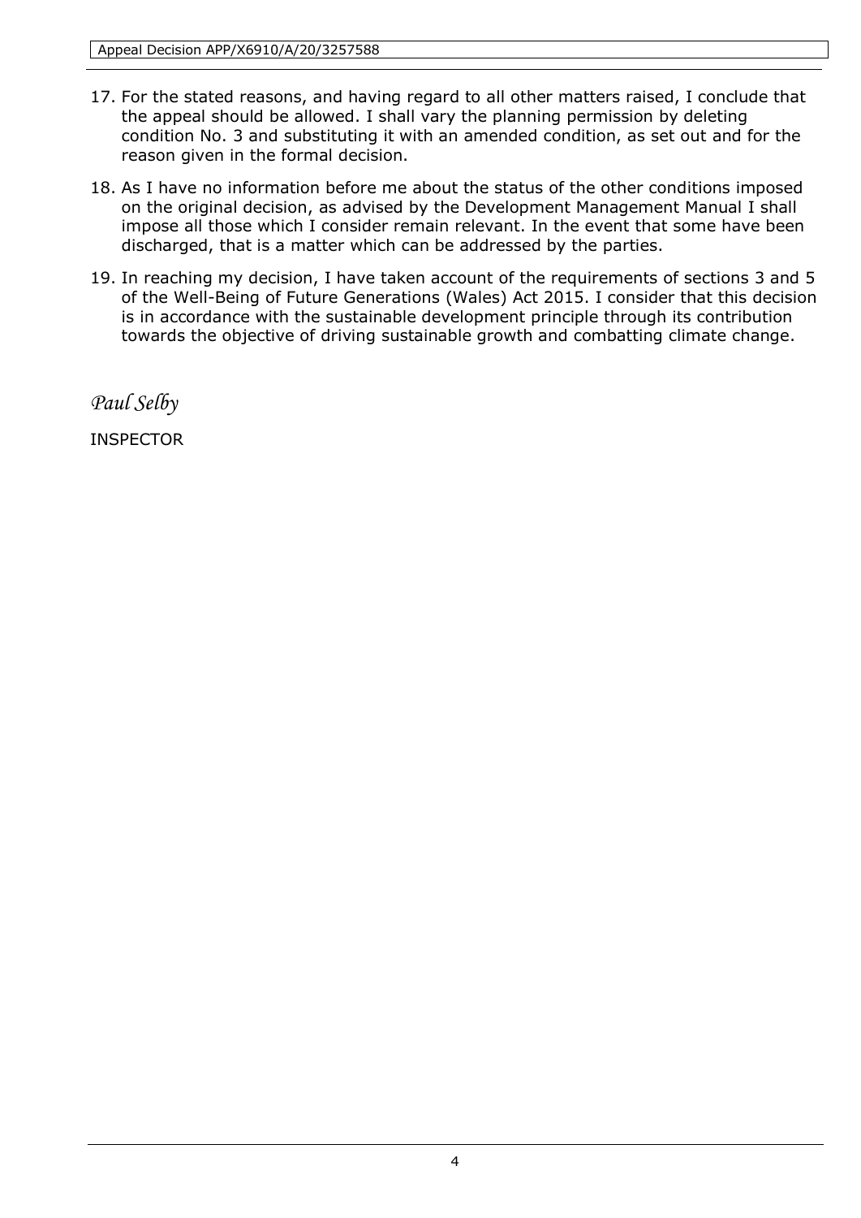17. For the stated reasons, and having regard to all other matters raised, I conclude that the appeal should be allowed. I shall vary the planning permission by deleting condition No. 3 and substituting it with an amended condition, as set out and for the reason given in the formal decision.

18. As I have no information before me about the status of the other conditions imposed on the original decision, as advised by the Development Management Manual I shall impose all those which I consider remain relevant. In the event that some have been discharged, that is a matter which can be addressed by the parties.

19. In reaching my decision, I have taken account of the requirements of sections 3 and 5 of the Well-Being of Future Generations (Wales) Act 2015. I consider that this decision is in accordance with the sustainable development principle through its contribution towards the objective of driving sustainable growth and combatting climate change.

*Paul Selby*

INSPECTOR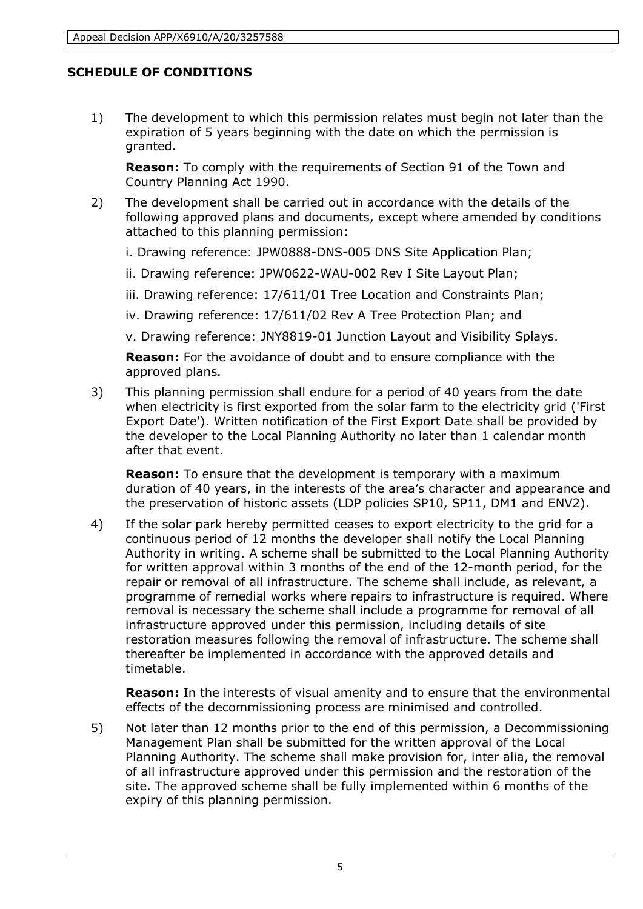## SCHEDULE OF CONDITIONS

1) The development to which this permission relates must begin not later than the expiration of 5 years beginning with the date on which the permission is granted.

   **Reason:** To comply with the requirements of Section 91 of the Town and Country Planning Act 1990.

2) The development shall be carried out in accordance with the details of the following approved plans and documents, except where amended by conditions attached to this planning permission:

   i. Drawing reference: JPW0888-DNS-005 DNS Site Application Plan;

   ii. Drawing reference: JPW0622-WAU-002 Rev I Site Layout Plan;

   iii. Drawing reference: 17/611/01 Tree Location and Constraints Plan;

   iv. Drawing reference: 17/611/02 Rev A Tree Protection Plan; and

   v. Drawing reference: JNY8819-01 Junction Layout and Visibility Splays.

   **Reason:** For the avoidance of doubt and to ensure compliance with the approved plans.

3) This planning permission shall endure for a period of 40 years from the date when electricity is first exported from the solar farm to the electricity grid ('First Export Date'). Written notification of the First Export Date shall be provided by the developer to the Local Planning Authority no later than 1 calendar month after that event.

   **Reason:** To ensure that the development is temporary with a maximum duration of 40 years, in the interests of the area's character and appearance and the preservation of historic assets (LDP policies SP10, SP11, DM1 and ENV2).

4) If the solar park hereby permitted ceases to export electricity to the grid for a continuous period of 12 months the developer shall notify the Local Planning Authority in writing. A scheme shall be submitted to the Local Planning Authority for written approval within 3 months of the end of the 12-month period, for the repair or removal of all infrastructure. The scheme shall include, as relevant, a programme of remedial works where repairs to infrastructure is required. Where removal is necessary the scheme shall include a programme for removal of all infrastructure approved under this permission, including details of site restoration measures following the removal of infrastructure. The scheme shall thereafter be implemented in accordance with the approved details and timetable.

   **Reason:** In the interests of visual amenity and to ensure that the environmental effects of the decommissioning process are minimised and controlled.

5) Not later than 12 months prior to the end of this permission, a Decommissioning Management Plan shall be submitted for the written approval of the Local Planning Authority. The scheme shall make provision for, inter alia, the removal of all infrastructure approved under this permission and the restoration of the site. The approved scheme shall be fully implemented within 6 months of the expiry of this planning permission.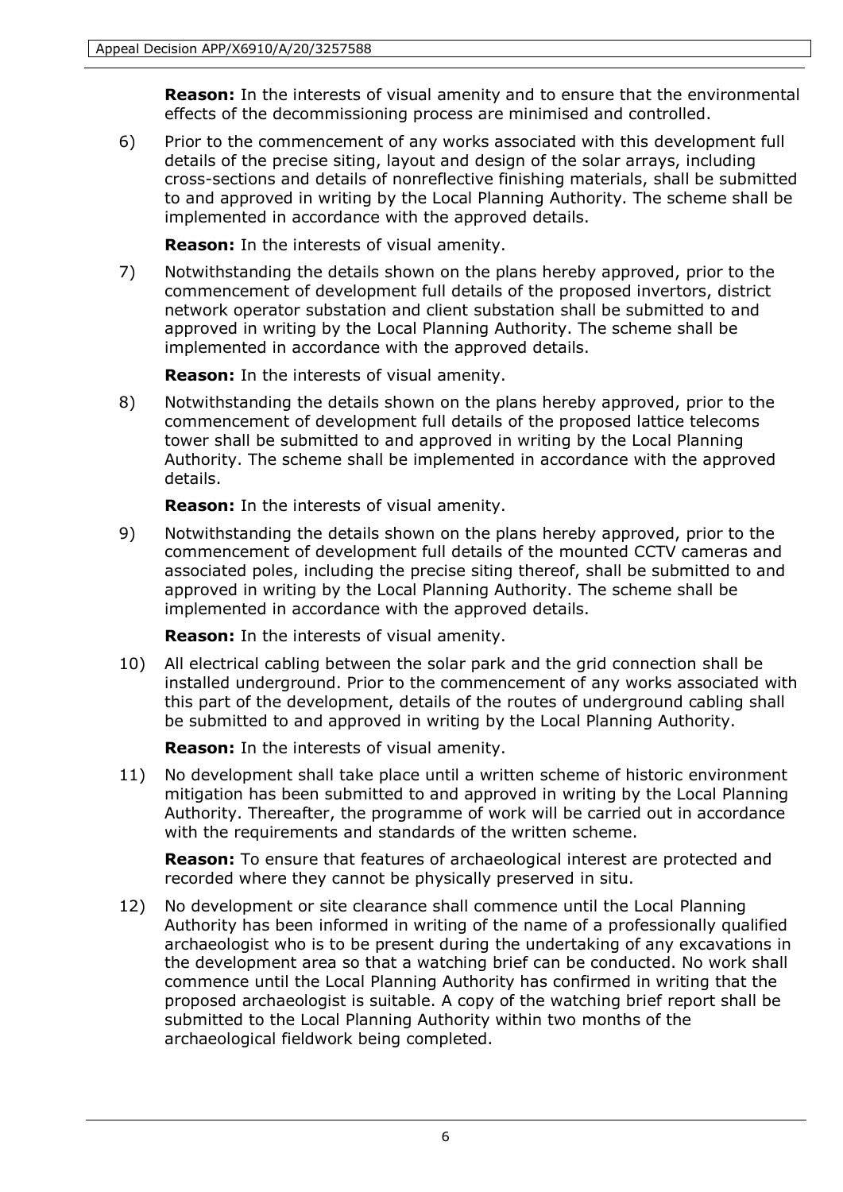**Reason:** In the interests of visual amenity and to ensure that the environmental effects of the decommissioning process are minimised and controlled.

6) Prior to the commencement of any works associated with this development full details of the precise siting, layout and design of the solar arrays, including cross-sections and details of nonreflective finishing materials, shall be submitted to and approved in writing by the Local Planning Authority. The scheme shall be implemented in accordance with the approved details.

   **Reason:** In the interests of visual amenity.

7) Notwithstanding the details shown on the plans hereby approved, prior to the commencement of development full details of the proposed invertors, district network operator substation and client substation shall be submitted to and approved in writing by the Local Planning Authority. The scheme shall be implemented in accordance with the approved details.

   **Reason:** In the interests of visual amenity.

8) Notwithstanding the details shown on the plans hereby approved, prior to the commencement of development full details of the proposed lattice telecoms tower shall be submitted to and approved in writing by the Local Planning Authority. The scheme shall be implemented in accordance with the approved details.

   **Reason:** In the interests of visual amenity.

9) Notwithstanding the details shown on the plans hereby approved, prior to the commencement of development full details of the mounted CCTV cameras and associated poles, including the precise siting thereof, shall be submitted to and approved in writing by the Local Planning Authority. The scheme shall be implemented in accordance with the approved details.

   **Reason:** In the interests of visual amenity.

10) All electrical cabling between the solar park and the grid connection shall be installed underground. Prior to the commencement of any works associated with this part of the development, details of the routes of underground cabling shall be submitted to and approved in writing by the Local Planning Authority.

    **Reason:** In the interests of visual amenity.

11) No development shall take place until a written scheme of historic environment mitigation has been submitted to and approved in writing by the Local Planning Authority. Thereafter, the programme of work will be carried out in accordance with the requirements and standards of the written scheme.

    **Reason:** To ensure that features of archaeological interest are protected and recorded where they cannot be physically preserved in situ.

12) No development or site clearance shall commence until the Local Planning Authority has been informed in writing of the name of a professionally qualified archaeologist who is to be present during the undertaking of any excavations in the development area so that a watching brief can be conducted. No work shall commence until the Local Planning Authority has confirmed in writing that the proposed archaeologist is suitable. A copy of the watching brief report shall be submitted to the Local Planning Authority within two months of the archaeological fieldwork being completed.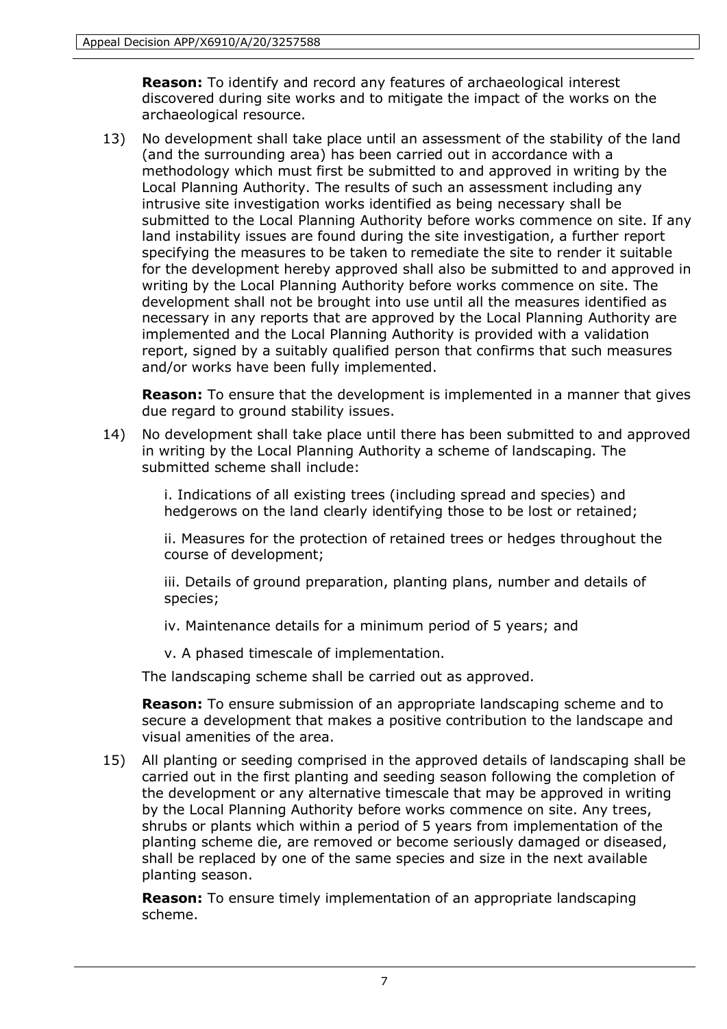**Reason:** To identify and record any features of archaeological interest discovered during site works and to mitigate the impact of the works on the archaeological resource.

13) No development shall take place until an assessment of the stability of the land (and the surrounding area) has been carried out in accordance with a methodology which must first be submitted to and approved in writing by the Local Planning Authority. The results of such an assessment including any intrusive site investigation works identified as being necessary shall be submitted to the Local Planning Authority before works commence on site. If any land instability issues are found during the site investigation, a further report specifying the measures to be taken to remediate the site to render it suitable for the development hereby approved shall also be submitted to and approved in writing by the Local Planning Authority before works commence on site. The development shall not be brought into use until all the measures identified as necessary in any reports that are approved by the Local Planning Authority are implemented and the Local Planning Authority is provided with a validation report, signed by a suitably qualified person that confirms that such measures and/or works have been fully implemented.

    **Reason:** To ensure that the development is implemented in a manner that gives due regard to ground stability issues.

14) No development shall take place until there has been submitted to and approved in writing by the Local Planning Authority a scheme of landscaping. The submitted scheme shall include:

    i. Indications of all existing trees (including spread and species) and hedgerows on the land clearly identifying those to be lost or retained;

    ii. Measures for the protection of retained trees or hedges throughout the course of development;

    iii. Details of ground preparation, planting plans, number and details of species;

    iv. Maintenance details for a minimum period of 5 years; and

    v. A phased timescale of implementation.

    The landscaping scheme shall be carried out as approved.

    **Reason:** To ensure submission of an appropriate landscaping scheme and to secure a development that makes a positive contribution to the landscape and visual amenities of the area.

15) All planting or seeding comprised in the approved details of landscaping shall be carried out in the first planting and seeding season following the completion of the development or any alternative timescale that may be approved in writing by the Local Planning Authority before works commence on site. Any trees, shrubs or plants which within a period of 5 years from implementation of the planting scheme die, are removed or become seriously damaged or diseased, shall be replaced by one of the same species and size in the next available planting season.

    **Reason:** To ensure timely implementation of an appropriate landscaping scheme.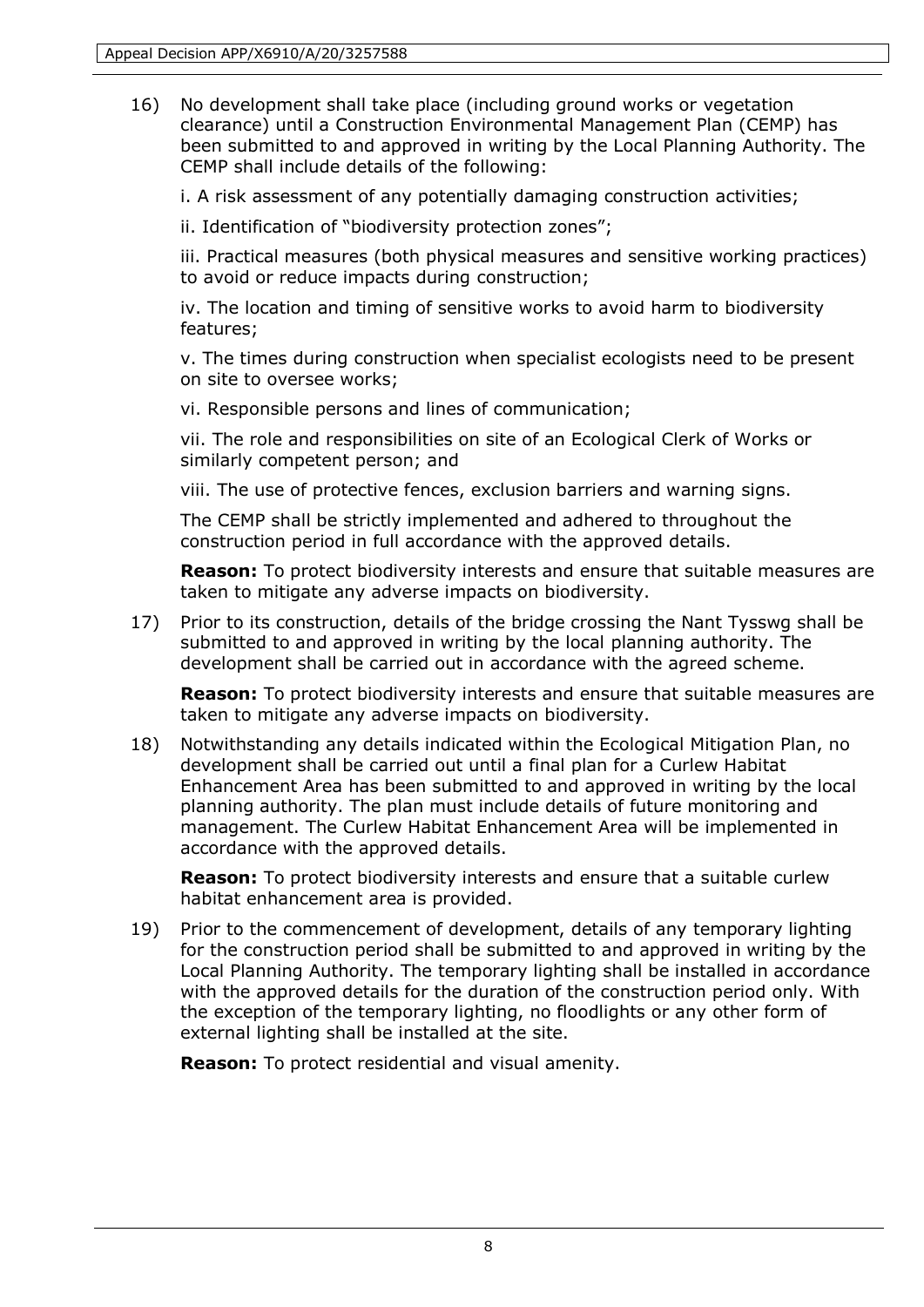16) No development shall take place (including ground works or vegetation clearance) until a Construction Environmental Management Plan (CEMP) has been submitted to and approved in writing by the Local Planning Authority. The CEMP shall include details of the following:

    i. A risk assessment of any potentially damaging construction activities;

    ii. Identification of "biodiversity protection zones";

    iii. Practical measures (both physical measures and sensitive working practices) to avoid or reduce impacts during construction;

    iv. The location and timing of sensitive works to avoid harm to biodiversity features;

    v. The times during construction when specialist ecologists need to be present on site to oversee works;

    vi. Responsible persons and lines of communication;

    vii. The role and responsibilities on site of an Ecological Clerk of Works or similarly competent person; and

    viii. The use of protective fences, exclusion barriers and warning signs.

    The CEMP shall be strictly implemented and adhered to throughout the construction period in full accordance with the approved details.

    **Reason:** To protect biodiversity interests and ensure that suitable measures are taken to mitigate any adverse impacts on biodiversity.

17) Prior to its construction, details of the bridge crossing the Nant Tysswg shall be submitted to and approved in writing by the local planning authority. The development shall be carried out in accordance with the agreed scheme.

    **Reason:** To protect biodiversity interests and ensure that suitable measures are taken to mitigate any adverse impacts on biodiversity.

18) Notwithstanding any details indicated within the Ecological Mitigation Plan, no development shall be carried out until a final plan for a Curlew Habitat Enhancement Area has been submitted to and approved in writing by the local planning authority. The plan must include details of future monitoring and management. The Curlew Habitat Enhancement Area will be implemented in accordance with the approved details.

    **Reason:** To protect biodiversity interests and ensure that a suitable curlew habitat enhancement area is provided.

19) Prior to the commencement of development, details of any temporary lighting for the construction period shall be submitted to and approved in writing by the Local Planning Authority. The temporary lighting shall be installed in accordance with the approved details for the duration of the construction period only. With the exception of the temporary lighting, no floodlights or any other form of external lighting shall be installed at the site.

    **Reason:** To protect residential and visual amenity.